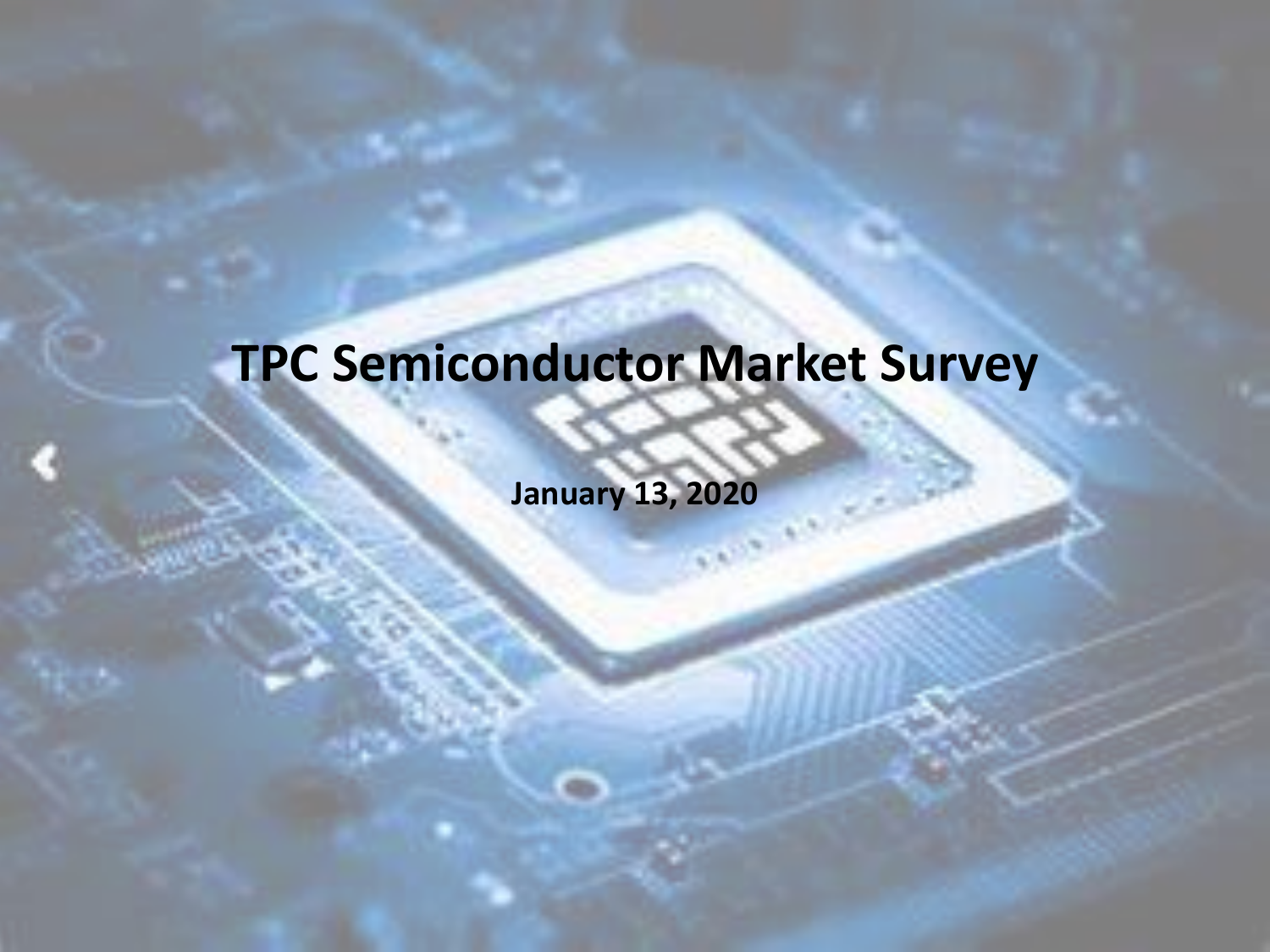# TPC Semiconductor Market Survey

**January 13, 2020**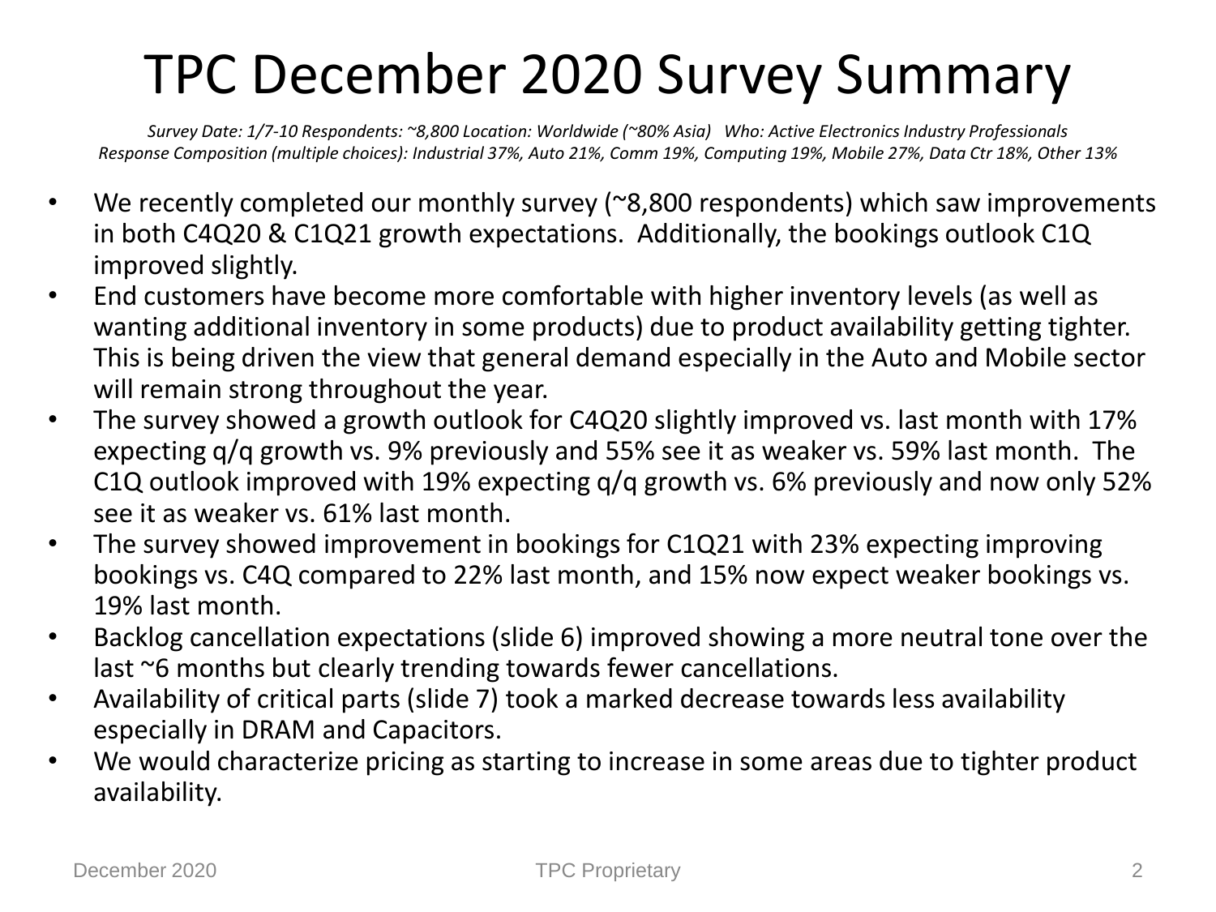# TPC December 2020 Survey Summary

*Survey Date: 1/7-10 Respondents: ~8,800 Location: Worldwide (~80% Asia) Who: Active Electronics Industry Professionals*
*Response Composition (multiple choices): Industrial 37%, Auto 21%, Comm 19%, Computing 19%, Mobile 27%, Data Ctr 18%, Other 13%*

- We recently completed our monthly survey (~8,800 respondents) which saw improvements in both C4Q20 & C1Q21 growth expectations. Additionally, the bookings outlook C1Q improved slightly.
- End customers have become more comfortable with higher inventory levels (as well as wanting additional inventory in some products) due to product availability getting tighter. This is being driven the view that general demand especially in the Auto and Mobile sector will remain strong throughout the year.
- The survey showed a growth outlook for C4Q20 slightly improved vs. last month with 17% expecting q/q growth vs. 9% previously and 55% see it as weaker vs. 59% last month. The C1Q outlook improved with 19% expecting q/q growth vs. 6% previously and now only 52% see it as weaker vs. 61% last month.
- The survey showed improvement in bookings for C1Q21 with 23% expecting improving bookings vs. C4Q compared to 22% last month, and 15% now expect weaker bookings vs. 19% last month.
- Backlog cancellation expectations (slide 6) improved showing a more neutral tone over the last ~6 months but clearly trending towards fewer cancellations.
- Availability of critical parts (slide 7) took a marked decrease towards less availability especially in DRAM and Capacitors.
- We would characterize pricing as starting to increase in some areas due to tighter product availability.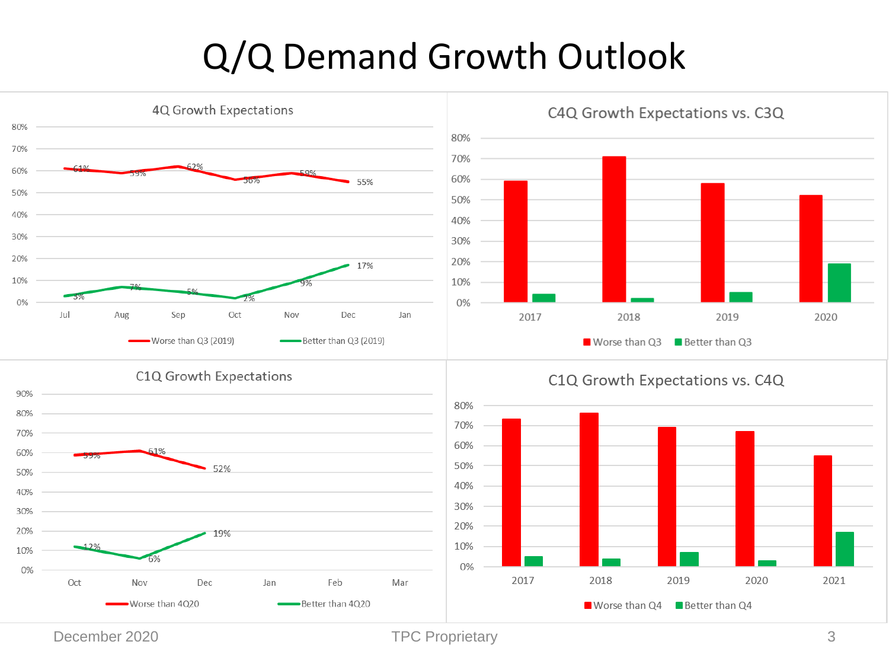# Q/Q Demand Growth Outlook

## 4Q Growth Expectations

| Month | Worse than Q3 (2019) | Better than Q3 (2019) |
|---|---|---|
| Jul | 61% | 3% |
| Aug | 59% | 7% |
| Sep | 62% | 5% |
| Oct | 56% | 2% |
| Nov | 59% | 9% |
| Dec | 55% | 17% |

## C4Q Growth Expectations vs. C3Q

Worse than Q3 / Better than Q3 (bar chart, years 2017, 2018, 2019, 2020)

## C1Q Growth Expectations

| Month | Worse than 4Q20 | Better than 4Q20 |
|---|---|---|
| Oct | 59% | 12% |
| Nov | 61% | 6% |
| Dec | 52% | 19% |

## C1Q Growth Expectations vs. C4Q

Worse than Q4 / Better than Q4 (bar chart, years 2017, 2018, 2019, 2020, 2021)

December 2020 TPC Proprietary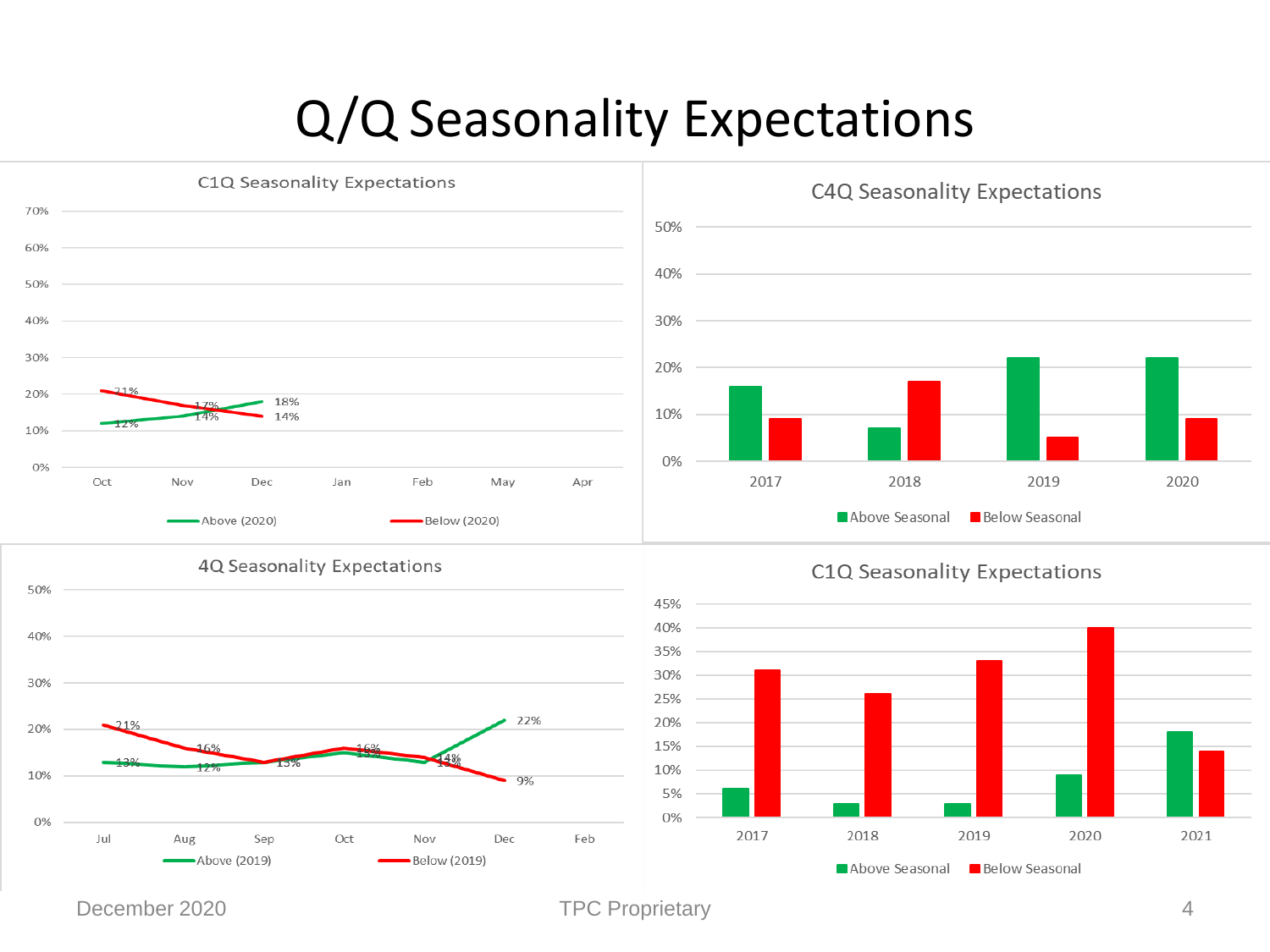# Q/Q Seasonality Expectations

## C1Q Seasonality Expectations

| | Oct | Nov | Dec | Jan | Feb | May | Apr |
|---|---|---|---|---|---|---|---|
| Above (2020) | 12% | 14% | 18% | | | | |
| Below (2020) | 21% | 17% | 14% | | | | |

## C4Q Seasonality Expectations

| | 2017 | 2018 | 2019 | 2020 |
|---|---|---|---|---|
| Above Seasonal | 16% | 7% | 22% | 22% |
| Below Seasonal | 9% | 17% | 5% | 9% |

## 4Q Seasonality Expectations

| | Jul | Aug | Sep | Oct | Nov | Dec | Feb |
|---|---|---|---|---|---|---|---|
| Above (2019) | 13% | 12% | 13% | 15% | 13% | 22% | |
| Below (2019) | 21% | 16% | 13% | 16% | 14% | 9% | |

## C1Q Seasonality Expectations

| | 2017 | 2018 | 2019 | 2020 | 2021 |
|---|---|---|---|---|---|
| Above Seasonal | 6% | 3% | 3% | 9% | 18% |
| Below Seasonal | 31% | 26% | 33% | 40% | 14% |

December 2020 TPC Proprietary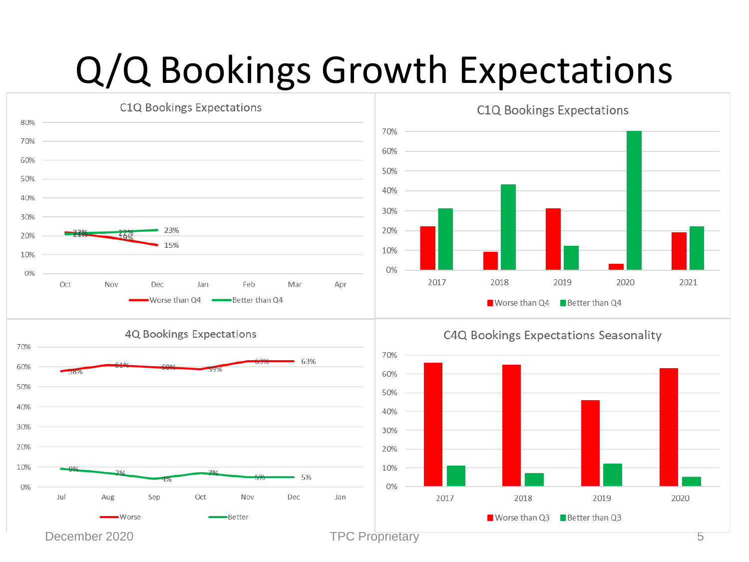# Q/Q Bookings Growth Expectations

**C1Q Bookings Expectations**

| | Oct | Nov | Dec |
|---|---|---|---|
| Worse than Q4 | 22% | 19% | 15% |
| Better than Q4 | 21% | 22% | 23% |

**C1Q Bookings Expectations**

Worse than Q4 / Better than Q4 — 2017, 2018, 2019, 2020, 2021

**4Q Bookings Expectations**

| | Jul | Aug | Sep | Oct | Nov | Dec |
|---|---|---|---|---|---|---|
| Worse | 58% | 61% | 60% | 59% | 63% | 63% |
| Better | 9% | 7% | 4% | 7% | 5% | 5% |

**C4Q Bookings Expectations Seasonality**

Worse than Q3 / Better than Q3 — 2017, 2018, 2019, 2020

December 2020

TPC Proprietary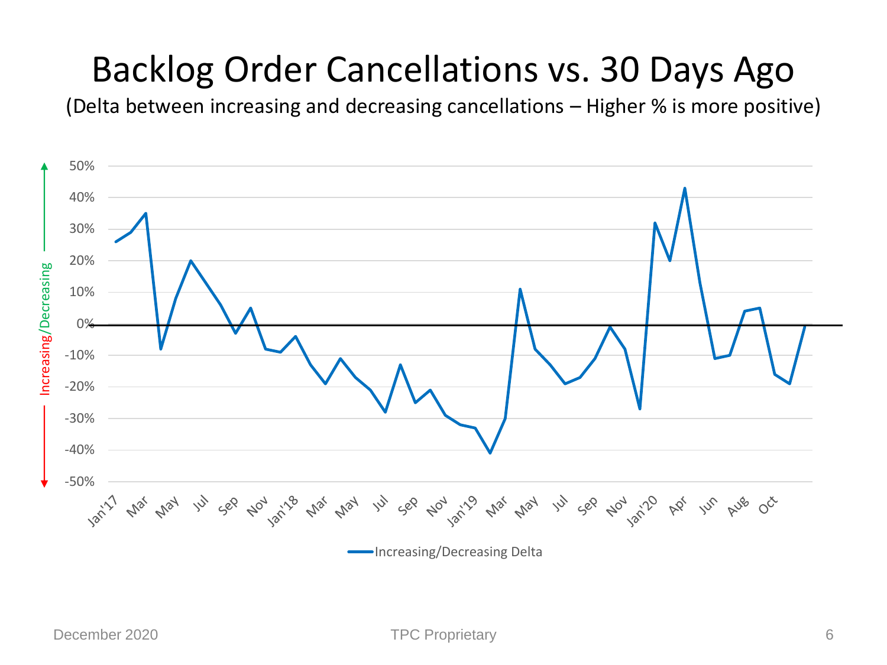# Backlog Order Cancellations vs. 30 Days Ago

(Delta between increasing and decreasing cancellations – Higher % is more positive)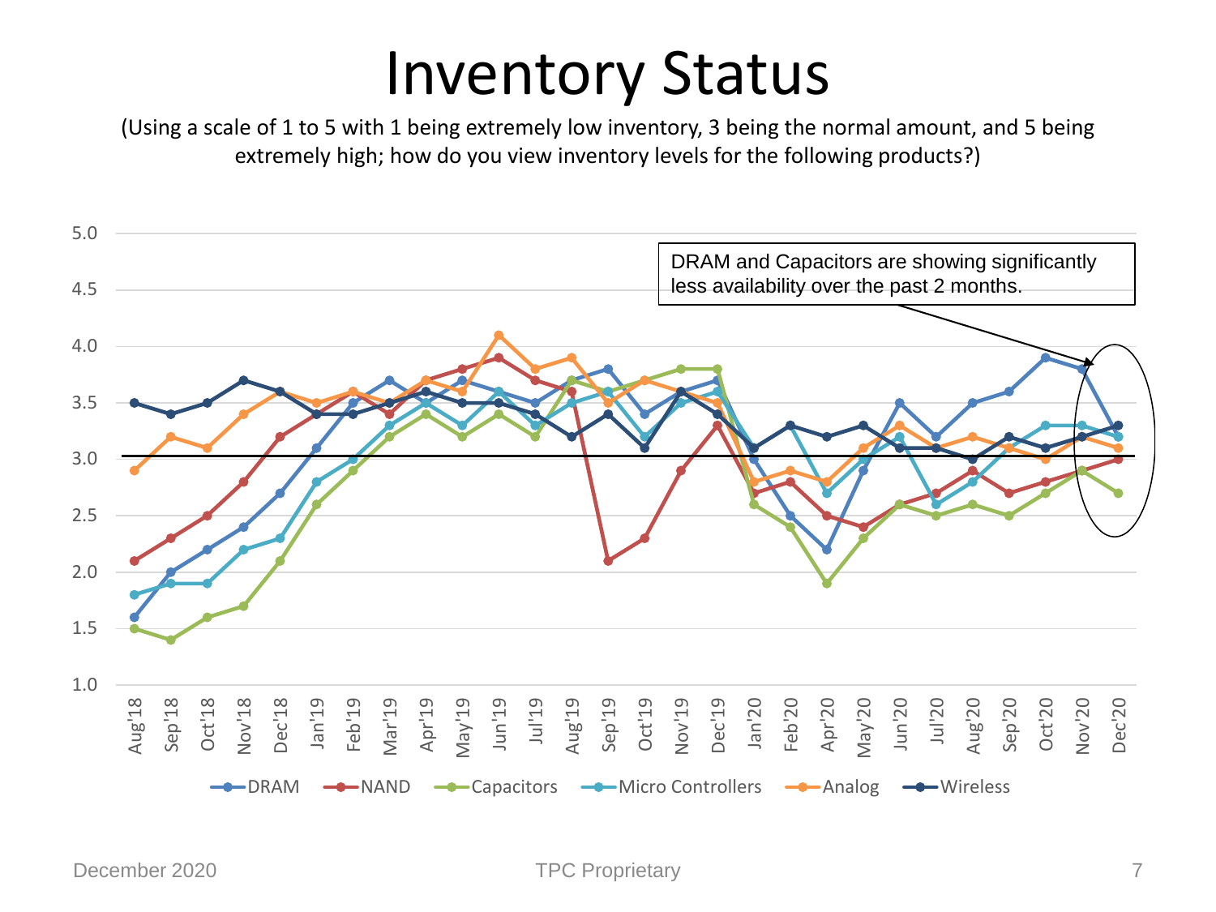# Inventory Status

(Using a scale of 1 to 5 with 1 being extremely low inventory, 3 being the normal amount, and 5 being extremely high; how do you view inventory levels for the following products?)

DRAM and Capacitors are showing significantly less availability over the past 2 months.

DRAM | NAND | Capacitors | Micro Controllers | Analog | Wireless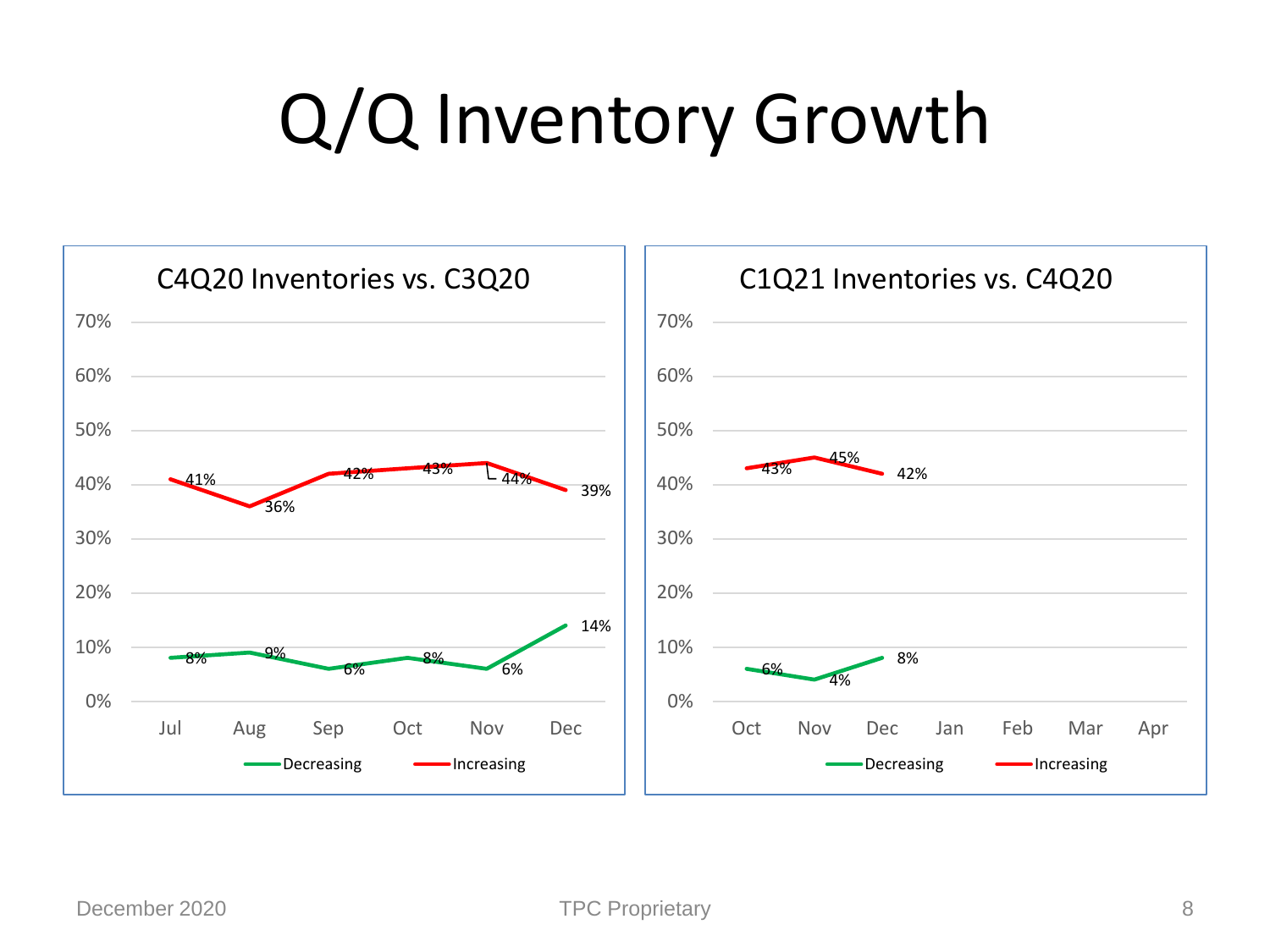# Q/Q Inventory Growth

### C4Q20 Inventories vs. C3Q20

| | Jul | Aug | Sep | Oct | Nov | Dec |
|---|---|---|---|---|---|---|
| Decreasing | 8% | 9% | 6% | 8% | 6% | 14% |
| Increasing | 41% | 36% | 42% | 43% | 44% | 39% |

### C1Q21 Inventories vs. C4Q20

| | Oct | Nov | Dec | Jan | Feb | Mar | Apr |
|---|---|---|---|---|---|---|---|
| Decreasing | 6% | 4% | 8% | | | | |
| Increasing | 43% | 45% | 42% | | | | |

December 2020 TPC Proprietary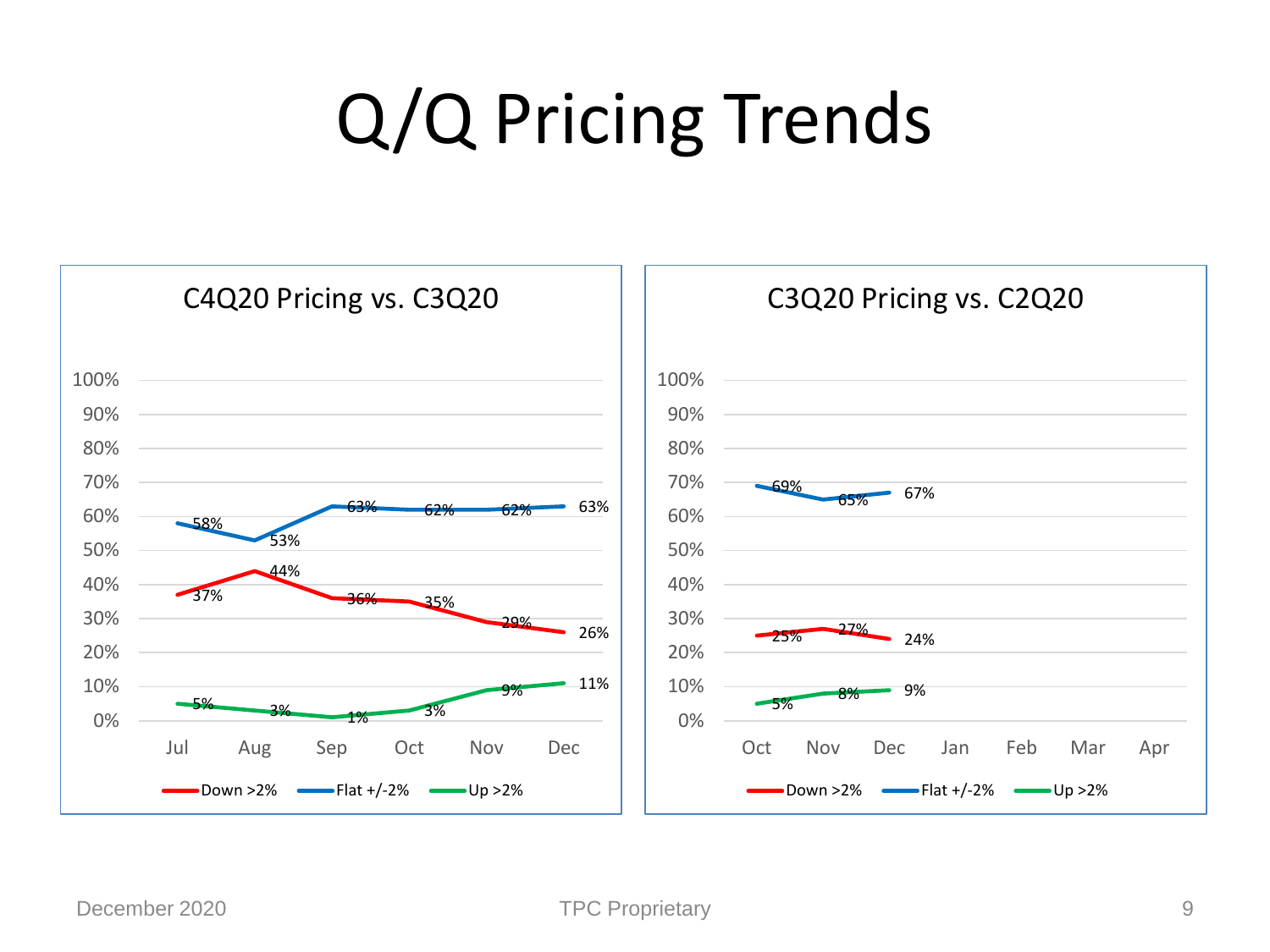# Q/Q Pricing Trends

## C4Q20 Pricing vs. C3Q20

| | Jul | Aug | Sep | Oct | Nov | Dec |
|---|---|---|---|---|---|---|
| Down >2% | 37% | 44% | 36% | 35% | 29% | 26% |
| Flat +/-2% | 58% | 53% | 63% | 62% | 62% | 63% |
| Up >2% | 5% | 3% | 1% | 3% | 9% | 11% |

## C3Q20 Pricing vs. C2Q20

| | Oct | Nov | Dec | Jan | Feb | Mar | Apr |
|---|---|---|---|---|---|---|---|
| Down >2% | 25% | 27% | 24% | | | | |
| Flat +/-2% | 69% | 65% | 67% | | | | |
| Up >2% | 5% | 8% | 9% | | | | |

December 2020 TPC Proprietary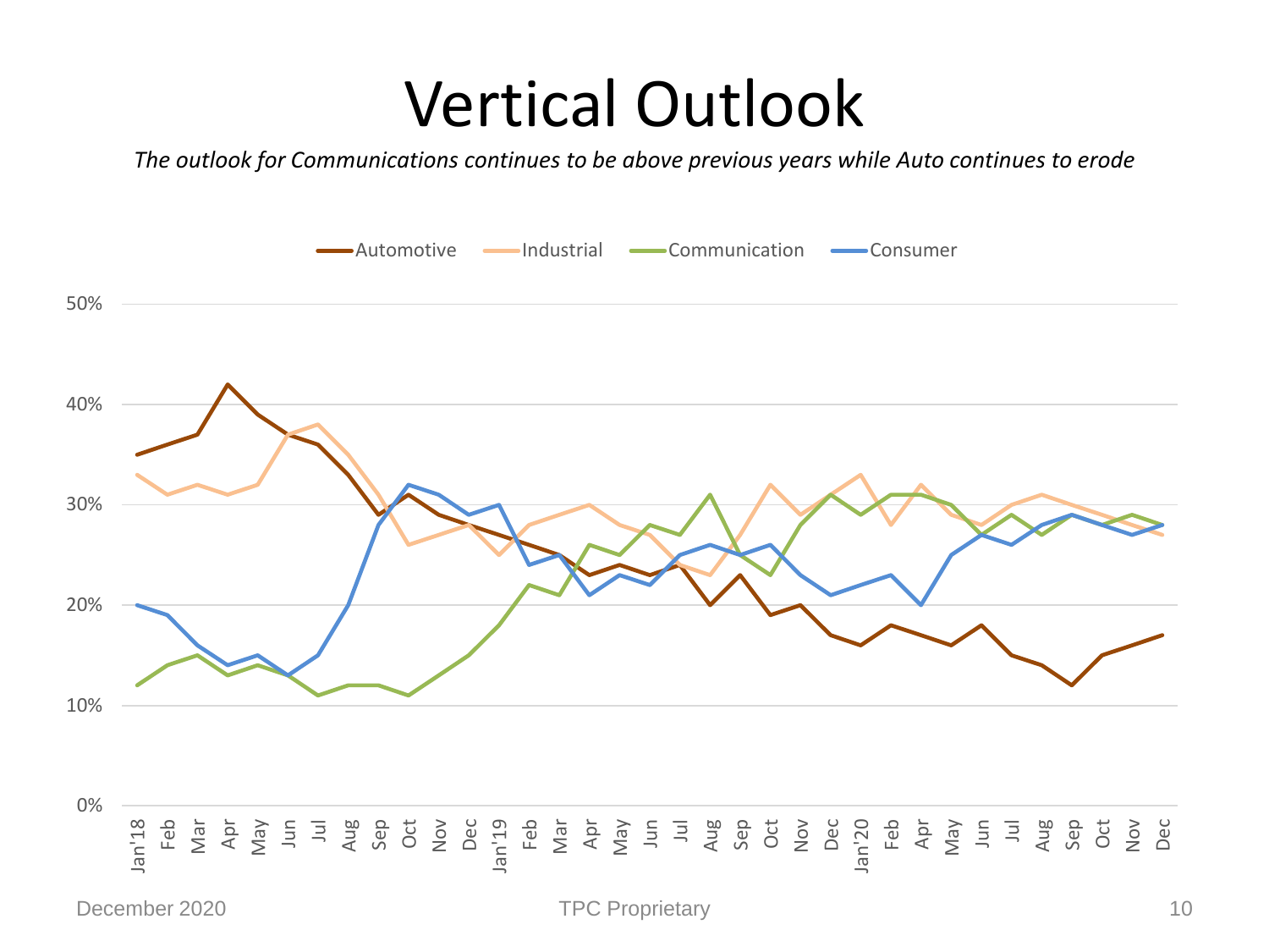# Vertical Outlook

*The outlook for Communications continues to be above previous years while Auto continues to erode*

Automotive
Industrial
Communication
Consumer

50%
40%
30%
20%
10%
0%

Jan'18
Feb
Mar
Apr
May
Jun
Jul
Aug
Sep
Oct
Nov
Dec
Jan'19
Feb
Mar
Apr
May
Jun
Jul
Aug
Sep
Oct
Nov
Dec
Jan'20
Feb
Apr
May
Jun
Jul
Aug
Sep
Oct
Nov
Dec

December 2020

TPC Proprietary